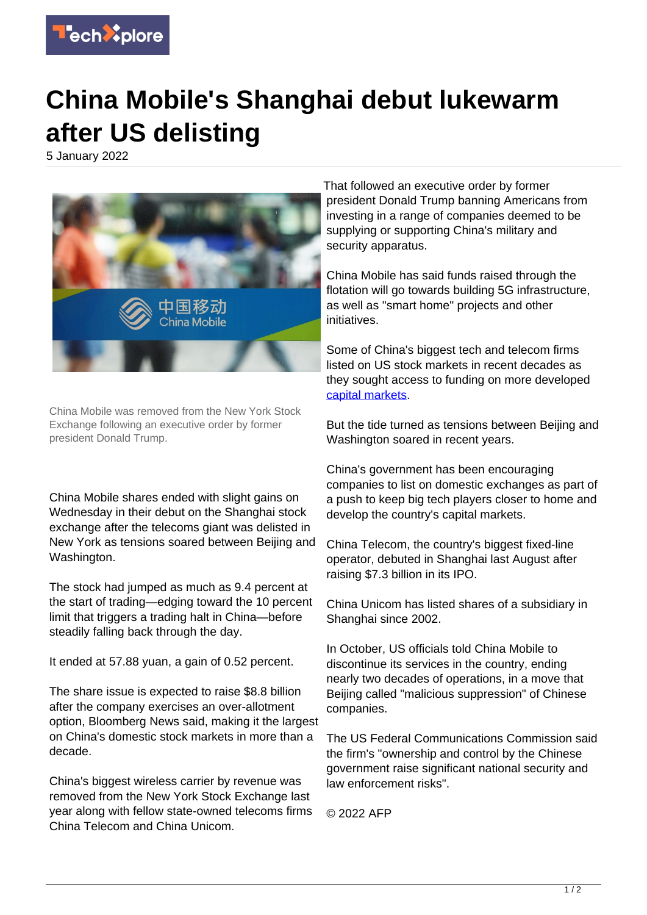# China Mobile's Shanghai debut lukewarm after US delisting

5 January 2022

China Mobile was removed from the New York Stock Exchange following an executive order by former president Donald Trump.

China Mobile shares ended with slight gains on Wednesday in their debut on the Shanghai stock exchange after the telecoms giant was delisted in New York as tensions soared between Beijing and Washington.

The stock had jumped as much as 9.4 percent at the start of trading—edging toward the 10 percent limit that triggers a trading halt in China—before steadily falling back through the day.

It ended at 57.88 yuan, a gain of 0.52 percent.

The share issue is expected to raise $8.8 billion after the company exercises an over-allotment option, Bloomberg News said, making it the largest on China's domestic stock markets in more than a decade.

China's biggest wireless carrier by revenue was removed from the New York Stock Exchange last year along with fellow state-owned telecoms firms China Telecom and China Unicom.

That followed an executive order by former president Donald Trump banning Americans from investing in a range of companies deemed to be supplying or supporting China's military and security apparatus.

China Mobile has said funds raised through the flotation will go towards building 5G infrastructure, as well as "smart home" projects and other initiatives.

Some of China's biggest tech and telecom firms listed on US stock markets in recent decades as they sought access to funding on more developed capital markets.

But the tide turned as tensions between Beijing and Washington soared in recent years.

China's government has been encouraging companies to list on domestic exchanges as part of a push to keep big tech players closer to home and develop the country's capital markets.

China Telecom, the country's biggest fixed-line operator, debuted in Shanghai last August after raising $7.3 billion in its IPO.

China Unicom has listed shares of a subsidiary in Shanghai since 2002.

In October, US officials told China Mobile to discontinue its services in the country, ending nearly two decades of operations, in a move that Beijing called "malicious suppression" of Chinese companies.

The US Federal Communications Commission said the firm's "ownership and control by the Chinese government raise significant national security and law enforcement risks".

© 2022 AFP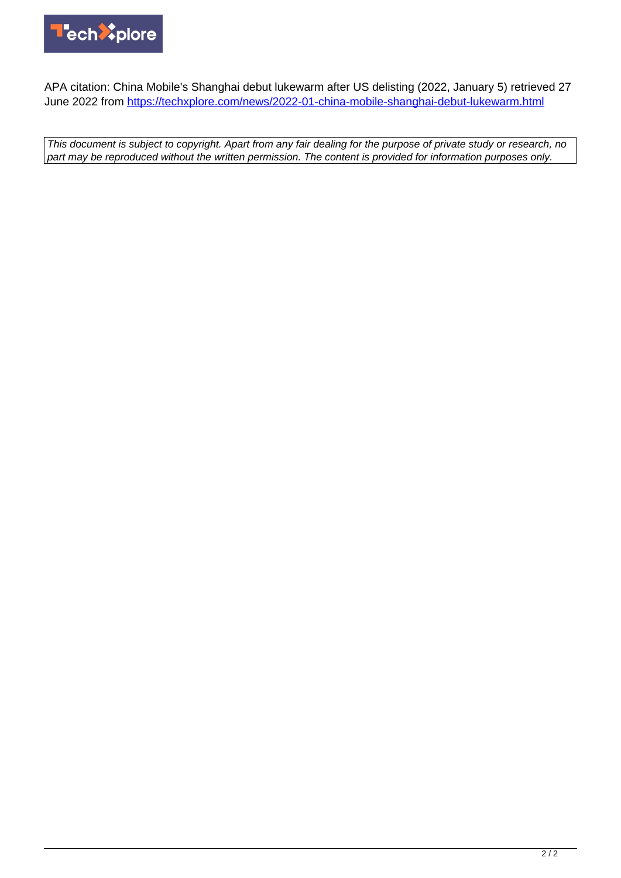APA citation: China Mobile's Shanghai debut lukewarm after US delisting (2022, January 5) retrieved 27 June 2022 from https://techxplore.com/news/2022-01-china-mobile-shanghai-debut-lukewarm.html

*This document is subject to copyright. Apart from any fair dealing for the purpose of private study or research, no part may be reproduced without the written permission. The content is provided for information purposes only.*